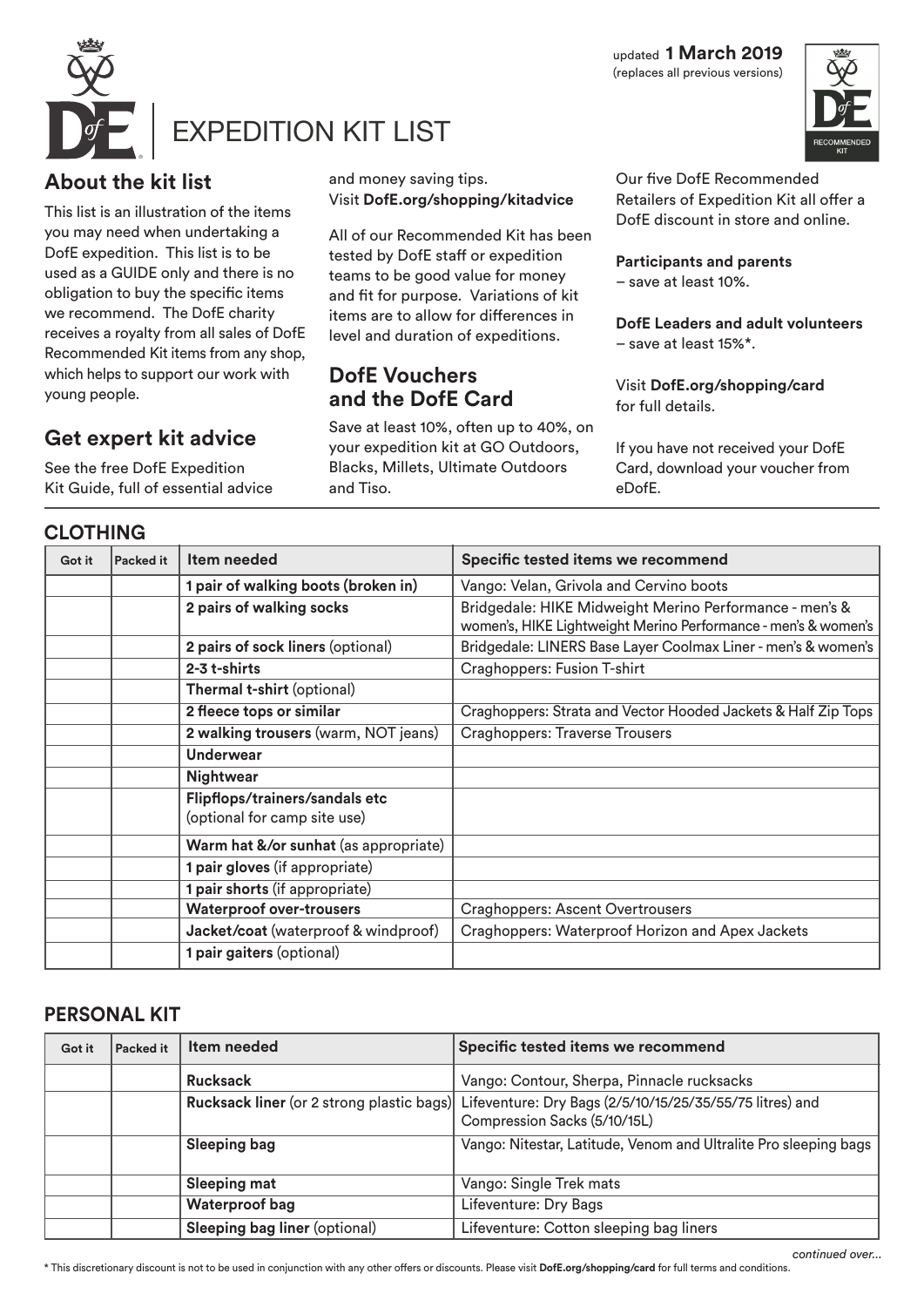updated **1 March 2019**
(replaces all previous versions)

# EXPEDITION KIT LIST

## About the kit list

This list is an illustration of the items you may need when undertaking a DofE expedition. This list is to be used as a GUIDE only and there is no obligation to buy the specific items we recommend. The DofE charity receives a royalty from all sales of DofE Recommended Kit items from any shop, which helps to support our work with young people.

## Get expert kit advice

See the free DofE Expedition Kit Guide, full of essential advice and money saving tips. Visit **DofE.org/shopping/kitadvice**

All of our Recommended Kit has been tested by DofE staff or expedition teams to be good value for money and fit for purpose. Variations of kit items are to allow for differences in level and duration of expeditions.

## DofE Vouchers and the DofE Card

Save at least 10%, often up to 40%, on your expedition kit at GO Outdoors, Blacks, Millets, Ultimate Outdoors and Tiso.

Our five DofE Recommended Retailers of Expedition Kit all offer a DofE discount in store and online.

**Participants and parents**
– save at least 10%.

**DofE Leaders and adult volunteers**
– save at least 15%*.

Visit **DofE.org/shopping/card** for full details.

If you have not received your DofE Card, download your voucher from eDofE.

## CLOTHING

| Got it | Packed it | Item needed | Specific tested items we recommend |
|---|---|---|---|
| | | **1 pair of walking boots (broken in)** | Vango: Velan, Grivola and Cervino boots |
| | | **2 pairs of walking socks** | Bridgedale: HIKE Midweight Merino Performance - men's & women's, HIKE Lightweight Merino Performance - men's & women's |
| | | **2 pairs of sock liners** (optional) | Bridgedale: LINERS Base Layer Coolmax Liner - men's & women's |
| | | **2-3 t-shirts** | Craghoppers: Fusion T-shirt |
| | | **Thermal t-shirt** (optional) | |
| | | **2 fleece tops or similar** | Craghoppers: Strata and Vector Hooded Jackets & Half Zip Tops |
| | | **2 walking trousers** (warm, NOT jeans) | Craghoppers: Traverse Trousers |
| | | **Underwear** | |
| | | **Nightwear** | |
| | | **Flipflops/trainers/sandals etc** (optional for camp site use) | |
| | | **Warm hat &/or sunhat** (as appropriate) | |
| | | **1 pair gloves** (if appropriate) | |
| | | **1 pair shorts** (if appropriate) | |
| | | **Waterproof over-trousers** | Craghoppers: Ascent Overtrousers |
| | | **Jacket/coat** (waterproof & windproof) | Craghoppers: Waterproof Horizon and Apex Jackets |
| | | **1 pair gaiters** (optional) | |

## PERSONAL KIT

| Got it | Packed it | Item needed | Specific tested items we recommend |
|---|---|---|---|
| | | **Rucksack** | Vango: Contour, Sherpa, Pinnacle rucksacks |
| | | **Rucksack liner** (or 2 strong plastic bags) | Lifeventure: Dry Bags (2/5/10/15/25/35/55/75 litres) and Compression Sacks (5/10/15L) |
| | | **Sleeping bag** | Vango: Nitestar, Latitude, Venom and Ultralite Pro sleeping bags |
| | | **Sleeping mat** | Vango: Single Trek mats |
| | | **Waterproof bag** | Lifeventure: Dry Bags |
| | | **Sleeping bag liner** (optional) | Lifeventure: Cotton sleeping bag liners |

*continued over...*

\* This discretionary discount is not to be used in conjunction with any other offers or discounts. Please visit **DofE.org/shopping/card** for full terms and conditions.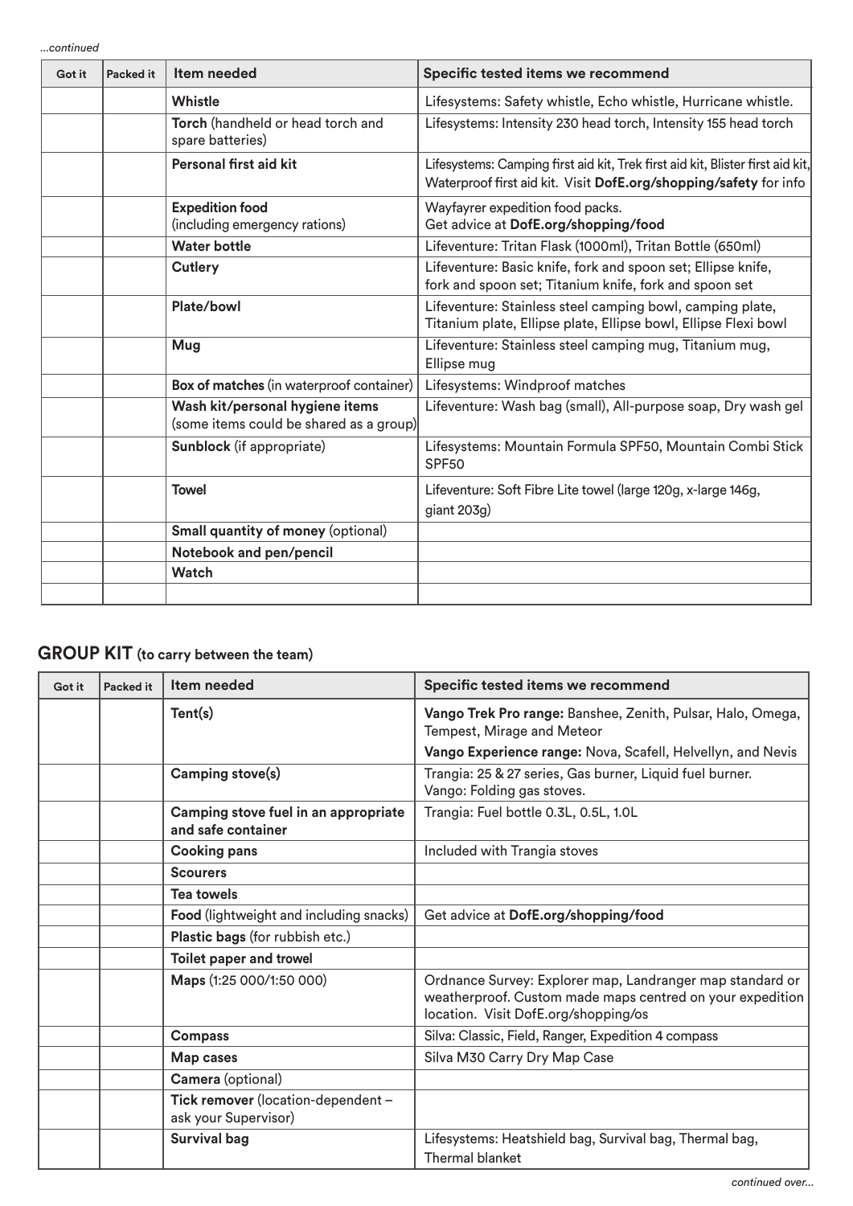*...continued*

| Got it | Packed it | Item needed | Specific tested items we recommend |
|---|---|---|---|
| | | **Whistle** | Lifesystems: Safety whistle, Echo whistle, Hurricane whistle. |
| | | **Torch** (handheld or head torch and spare batteries) | Lifesystems: Intensity 230 head torch, Intensity 155 head torch |
| | | **Personal first aid kit** | Lifesystems: Camping first aid kit, Trek first aid kit, Blister first aid kit, Waterproof first aid kit. Visit **DofE.org/shopping/safety** for info |
| | | **Expedition food** (including emergency rations) | Wayfayrer expedition food packs. Get advice at **DofE.org/shopping/food** |
| | | **Water bottle** | Lifeventure: Tritan Flask (1000ml), Tritan Bottle (650ml) |
| | | **Cutlery** | Lifeventure: Basic knife, fork and spoon set; Ellipse knife, fork and spoon set; Titanium knife, fork and spoon set |
| | | **Plate/bowl** | Lifeventure: Stainless steel camping bowl, camping plate, Titanium plate, Ellipse plate, Ellipse bowl, Ellipse Flexi bowl |
| | | **Mug** | Lifeventure: Stainless steel camping mug, Titanium mug, Ellipse mug |
| | | **Box of matches** (in waterproof container) | Lifesystems: Windproof matches |
| | | **Wash kit/personal hygiene items** (some items could be shared as a group) | Lifeventure: Wash bag (small), All-purpose soap, Dry wash gel |
| | | **Sunblock** (if appropriate) | Lifesystems: Mountain Formula SPF50, Mountain Combi Stick SPF50 |
| | | **Towel** | Lifeventure: Soft Fibre Lite towel (large 120g, x-large 146g, giant 203g) |
| | | **Small quantity of money** (optional) | |
| | | **Notebook and pen/pencil** | |
| | | **Watch** | |
| | | | |

## GROUP KIT (to carry between the team)

| Got it | Packed it | Item needed | Specific tested items we recommend |
|---|---|---|---|
| | | **Tent(s)** | **Vango Trek Pro range:** Banshee, Zenith, Pulsar, Halo, Omega, Tempest, Mirage and Meteor<br>**Vango Experience range:** Nova, Scafell, Helvellyn, and Nevis |
| | | **Camping stove(s)** | Trangia: 25 & 27 series, Gas burner, Liquid fuel burner. Vango: Folding gas stoves. |
| | | **Camping stove fuel in an appropriate and safe container** | Trangia: Fuel bottle 0.3L, 0.5L, 1.0L |
| | | **Cooking pans** | Included with Trangia stoves |
| | | **Scourers** | |
| | | **Tea towels** | |
| | | **Food** (lightweight and including snacks) | Get advice at **DofE.org/shopping/food** |
| | | **Plastic bags** (for rubbish etc.) | |
| | | **Toilet paper and trowel** | |
| | | **Maps** (1:25 000/1:50 000) | Ordnance Survey: Explorer map, Landranger map standard or weatherproof. Custom made maps centred on your expedition location. Visit DofE.org/shopping/os |
| | | **Compass** | Silva: Classic, Field, Ranger, Expedition 4 compass |
| | | **Map cases** | Silva M30 Carry Dry Map Case |
| | | **Camera** (optional) | |
| | | **Tick remover** (location-dependent – ask your Supervisor) | |
| | | **Survival bag** | Lifesystems: Heatshield bag, Survival bag, Thermal bag, Thermal blanket |

*continued over...*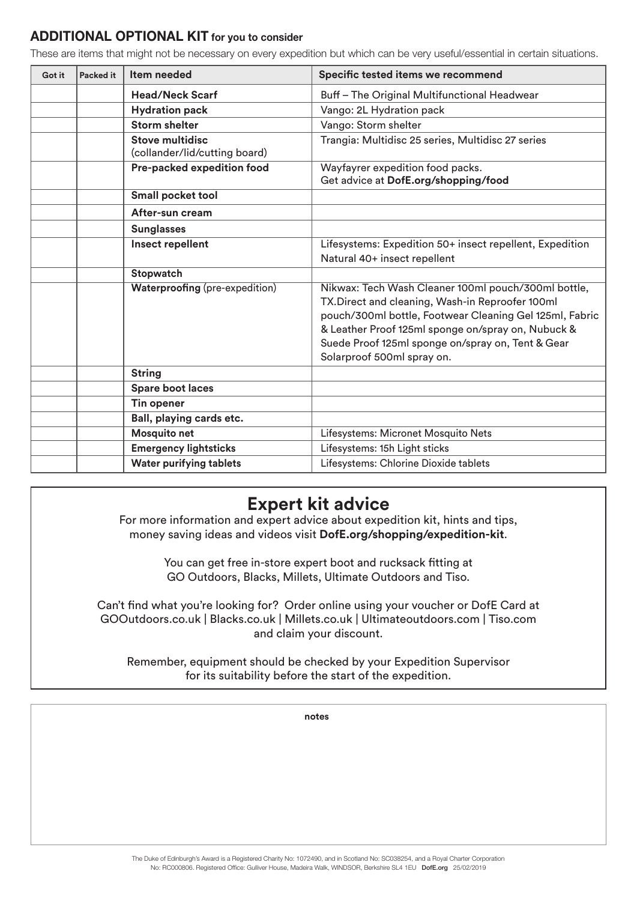## ADDITIONAL OPTIONAL KIT for you to consider

These are items that might not be necessary on every expedition but which can be very useful/essential in certain situations.

| Got it | Packed it | Item needed | Specific tested items we recommend |
|---|---|---|---|
| | | **Head/Neck Scarf** | Buff – The Original Multifunctional Headwear |
| | | **Hydration pack** | Vango: 2L Hydration pack |
| | | **Storm shelter** | Vango: Storm shelter |
| | | **Stove multidisc** (collander/lid/cutting board) | Trangia: Multidisc 25 series, Multidisc 27 series |
| | | **Pre-packed expedition food** | Wayfayrer expedition food packs. Get advice at **DofE.org/shopping/food** |
| | | **Small pocket tool** | |
| | | **After-sun cream** | |
| | | **Sunglasses** | |
| | | **Insect repellent** | Lifesystems: Expedition 50+ insect repellent, Expedition Natural 40+ insect repellent |
| | | **Stopwatch** | |
| | | **Waterproofing** (pre-expedition) | Nikwax: Tech Wash Cleaner 100ml pouch/300ml bottle, TX.Direct and cleaning, Wash-in Reproofer 100ml pouch/300ml bottle, Footwear Cleaning Gel 125ml, Fabric & Leather Proof 125ml sponge on/spray on, Nubuck & Suede Proof 125ml sponge on/spray on, Tent & Gear Solarproof 500ml spray on. |
| | | **String** | |
| | | **Spare boot laces** | |
| | | **Tin opener** | |
| | | **Ball, playing cards etc.** | |
| | | **Mosquito net** | Lifesystems: Micronet Mosquito Nets |
| | | **Emergency lightsticks** | Lifesystems: 15h Light sticks |
| | | **Water purifying tablets** | Lifesystems: Chlorine Dioxide tablets |

## Expert kit advice

For more information and expert advice about expedition kit, hints and tips, money saving ideas and videos visit **DofE.org/shopping/expedition-kit**.

You can get free in-store expert boot and rucksack fitting at GO Outdoors, Blacks, Millets, Ultimate Outdoors and Tiso.

Can't find what you're looking for? Order online using your voucher or DofE Card at GOOutdoors.co.uk | Blacks.co.uk | Millets.co.uk | Ultimateoutdoors.com | Tiso.com and claim your discount.

Remember, equipment should be checked by your Expedition Supervisor for its suitability before the start of the expedition.

**notes**

The Duke of Edinburgh's Award is a Registered Charity No: 1072490, and in Scotland No: SC038254, and a Royal Charter Corporation No: RC000806. Registered Office: Gulliver House, Madeira Walk, WINDSOR, Berkshire SL4 1EU **DofE.org** 25/02/2019